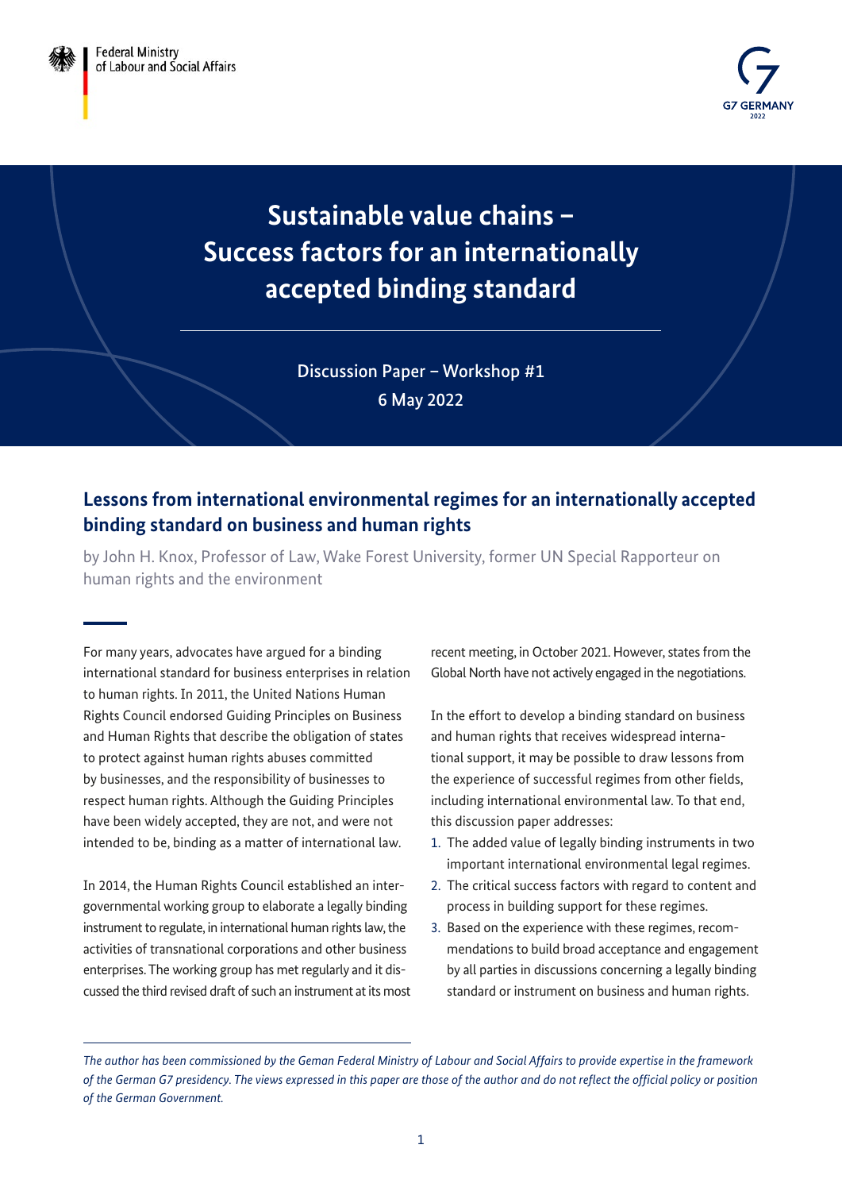Federal Ministry of Labour and Social Affairs

G7 GERMANY 2022

# Sustainable value chains – Success factors for an internationally accepted binding standard

Discussion Paper – Workshop #1

6 May 2022

## Lessons from international environmental regimes for an internationally accepted binding standard on business and human rights

by John H. Knox, Professor of Law, Wake Forest University, former UN Special Rapporteur on human rights and the environment

For many years, advocates have argued for a binding international standard for business enterprises in relation to human rights. In 2011, the United Nations Human Rights Council endorsed Guiding Principles on Business and Human Rights that describe the obligation of states to protect against human rights abuses committed by businesses, and the responsibility of businesses to respect human rights. Although the Guiding Principles have been widely accepted, they are not, and were not intended to be, binding as a matter of international law.

In 2014, the Human Rights Council established an intergovernmental working group to elaborate a legally binding instrument to regulate, in international human rights law, the activities of transnational corporations and other business enterprises. The working group has met regularly and it discussed the third revised draft of such an instrument at its most recent meeting, in October 2021. However, states from the Global North have not actively engaged in the negotiations.

In the effort to develop a binding standard on business and human rights that receives widespread international support, it may be possible to draw lessons from the experience of successful regimes from other fields, including international environmental law. To that end, this discussion paper addresses:

1. The added value of legally binding instruments in two important international environmental legal regimes.
2. The critical success factors with regard to content and process in building support for these regimes.
3. Based on the experience with these regimes, recommendations to build broad acceptance and engagement by all parties in discussions concerning a legally binding standard or instrument on business and human rights.

*The author has been commissioned by the Geman Federal Ministry of Labour and Social Affairs to provide expertise in the framework of the German G7 presidency. The views expressed in this paper are those of the author and do not reflect the official policy or position of the German Government.*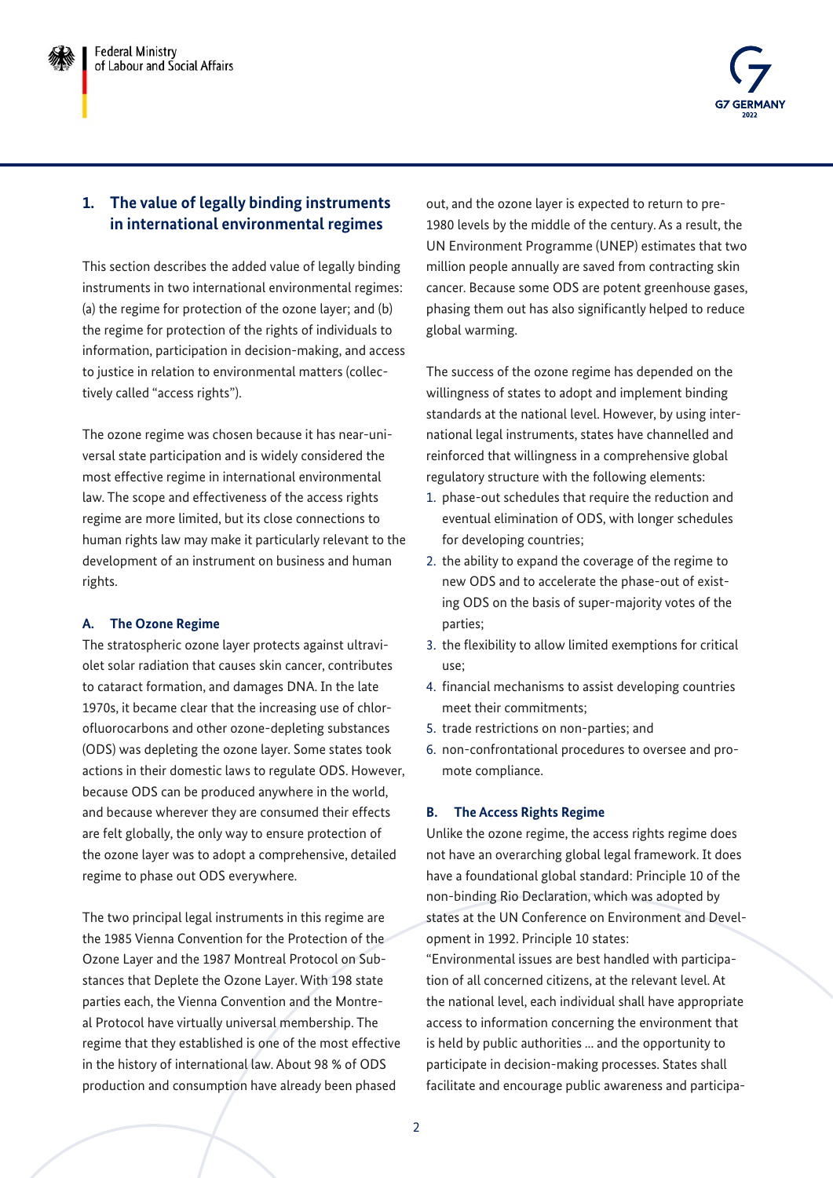## 1. The value of legally binding instruments in international environmental regimes

This section describes the added value of legally binding instruments in two international environmental regimes: (a) the regime for protection of the ozone layer; and (b) the regime for protection of the rights of individuals to information, participation in decision-making, and access to justice in relation to environmental matters (collectively called "access rights").

The ozone regime was chosen because it has near-universal state participation and is widely considered the most effective regime in international environmental law. The scope and effectiveness of the access rights regime are more limited, but its close connections to human rights law may make it particularly relevant to the development of an instrument on business and human rights.

### A. The Ozone Regime

The stratospheric ozone layer protects against ultraviolet solar radiation that causes skin cancer, contributes to cataract formation, and damages DNA. In the late 1970s, it became clear that the increasing use of chlorofluorocarbons and other ozone-depleting substances (ODS) was depleting the ozone layer. Some states took actions in their domestic laws to regulate ODS. However, because ODS can be produced anywhere in the world, and because wherever they are consumed their effects are felt globally, the only way to ensure protection of the ozone layer was to adopt a comprehensive, detailed regime to phase out ODS everywhere.

The two principal legal instruments in this regime are the 1985 Vienna Convention for the Protection of the Ozone Layer and the 1987 Montreal Protocol on Substances that Deplete the Ozone Layer. With 198 state parties each, the Vienna Convention and the Montreal Protocol have virtually universal membership. The regime that they established is one of the most effective in the history of international law. About 98 % of ODS production and consumption have already been phased out, and the ozone layer is expected to return to pre-1980 levels by the middle of the century. As a result, the UN Environment Programme (UNEP) estimates that two million people annually are saved from contracting skin cancer. Because some ODS are potent greenhouse gases, phasing them out has also significantly helped to reduce global warming.

The success of the ozone regime has depended on the willingness of states to adopt and implement binding standards at the national level. However, by using international legal instruments, states have channelled and reinforced that willingness in a comprehensive global regulatory structure with the following elements:

1. phase-out schedules that require the reduction and eventual elimination of ODS, with longer schedules for developing countries;
2. the ability to expand the coverage of the regime to new ODS and to accelerate the phase-out of existing ODS on the basis of super-majority votes of the parties;
3. the flexibility to allow limited exemptions for critical use;
4. financial mechanisms to assist developing countries meet their commitments;
5. trade restrictions on non-parties; and
6. non-confrontational procedures to oversee and promote compliance.

### B. The Access Rights Regime

Unlike the ozone regime, the access rights regime does not have an overarching global legal framework. It does have a foundational global standard: Principle 10 of the non-binding Rio Declaration, which was adopted by states at the UN Conference on Environment and Development in 1992. Principle 10 states:

"Environmental issues are best handled with participation of all concerned citizens, at the relevant level. At the national level, each individual shall have appropriate access to information concerning the environment that is held by public authorities … and the opportunity to participate in decision-making processes. States shall facilitate and encourage public awareness and participa-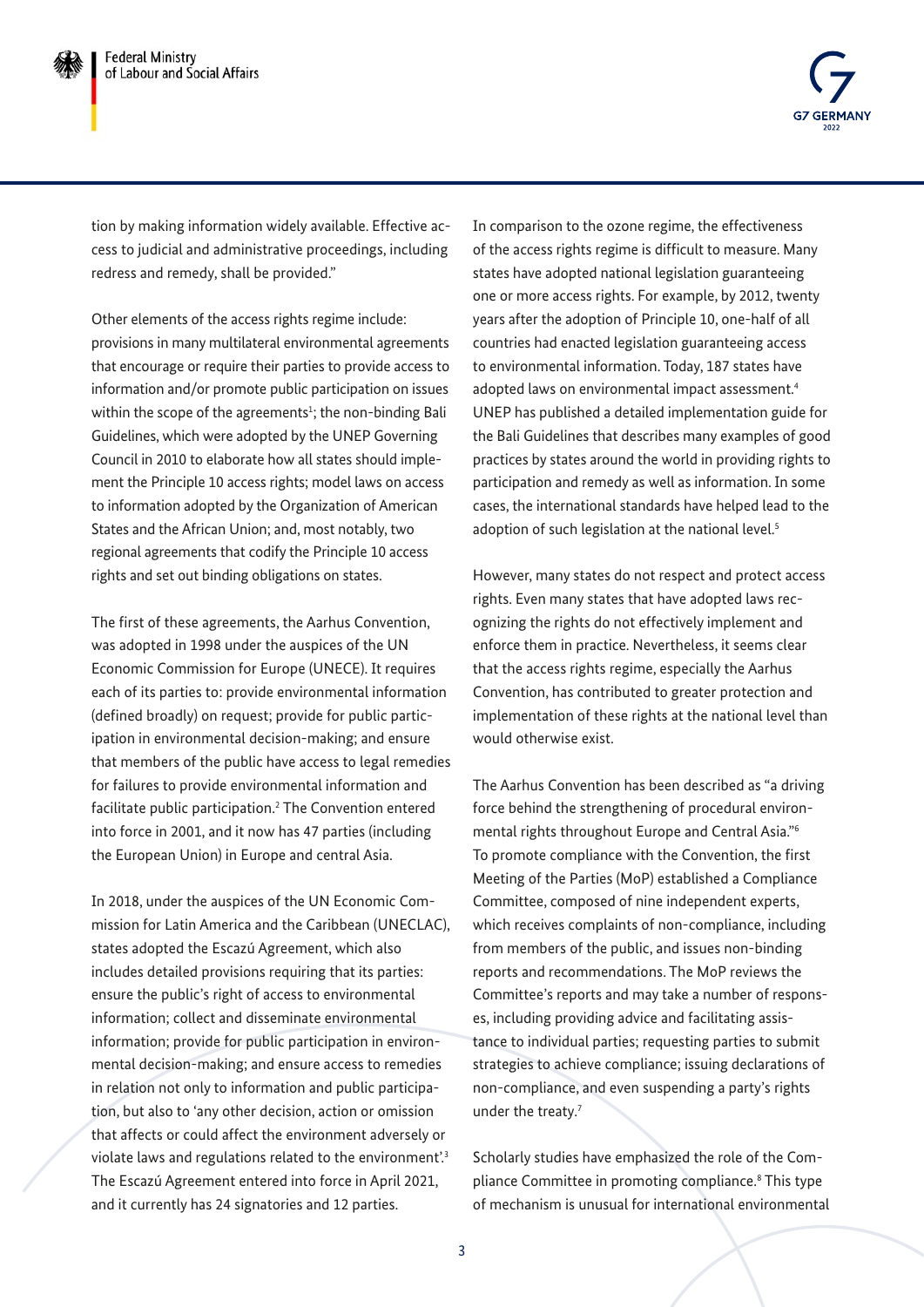tion by making information widely available. Effective access to judicial and administrative proceedings, including redress and remedy, shall be provided."

Other elements of the access rights regime include: provisions in many multilateral environmental agreements that encourage or require their parties to provide access to information and/or promote public participation on issues within the scope of the agreements[1]; the non-binding Bali Guidelines, which were adopted by the UNEP Governing Council in 2010 to elaborate how all states should implement the Principle 10 access rights; model laws on access to information adopted by the Organization of American States and the African Union; and, most notably, two regional agreements that codify the Principle 10 access rights and set out binding obligations on states.

The first of these agreements, the Aarhus Convention, was adopted in 1998 under the auspices of the UN Economic Commission for Europe (UNECE). It requires each of its parties to: provide environmental information (defined broadly) on request; provide for public participation in environmental decision-making; and ensure that members of the public have access to legal remedies for failures to provide environmental information and facilitate public participation.[2] The Convention entered into force in 2001, and it now has 47 parties (including the European Union) in Europe and central Asia.

In 2018, under the auspices of the UN Economic Commission for Latin America and the Caribbean (UNECLAC), states adopted the Escazú Agreement, which also includes detailed provisions requiring that its parties: ensure the public's right of access to environmental information; collect and disseminate environmental information; provide for public participation in environmental decision-making; and ensure access to remedies in relation not only to information and public participation, but also to 'any other decision, action or omission that affects or could affect the environment adversely or violate laws and regulations related to the environment'.[3] The Escazú Agreement entered into force in April 2021, and it currently has 24 signatories and 12 parties.

In comparison to the ozone regime, the effectiveness of the access rights regime is difficult to measure. Many states have adopted national legislation guaranteeing one or more access rights. For example, by 2012, twenty years after the adoption of Principle 10, one-half of all countries had enacted legislation guaranteeing access to environmental information. Today, 187 states have adopted laws on environmental impact assessment.[4] UNEP has published a detailed implementation guide for the Bali Guidelines that describes many examples of good practices by states around the world in providing rights to participation and remedy as well as information. In some cases, the international standards have helped lead to the adoption of such legislation at the national level.[5]

However, many states do not respect and protect access rights. Even many states that have adopted laws recognizing the rights do not effectively implement and enforce them in practice. Nevertheless, it seems clear that the access rights regime, especially the Aarhus Convention, has contributed to greater protection and implementation of these rights at the national level than would otherwise exist.

The Aarhus Convention has been described as "a driving force behind the strengthening of procedural environmental rights throughout Europe and Central Asia."[6] To promote compliance with the Convention, the first Meeting of the Parties (MoP) established a Compliance Committee, composed of nine independent experts, which receives complaints of non-compliance, including from members of the public, and issues non-binding reports and recommendations. The MoP reviews the Committee's reports and may take a number of responses, including providing advice and facilitating assistance to individual parties; requesting parties to submit strategies to achieve compliance; issuing declarations of non-compliance, and even suspending a party's rights under the treaty.[7]

Scholarly studies have emphasized the role of the Compliance Committee in promoting compliance.[8] This type of mechanism is unusual for international environmental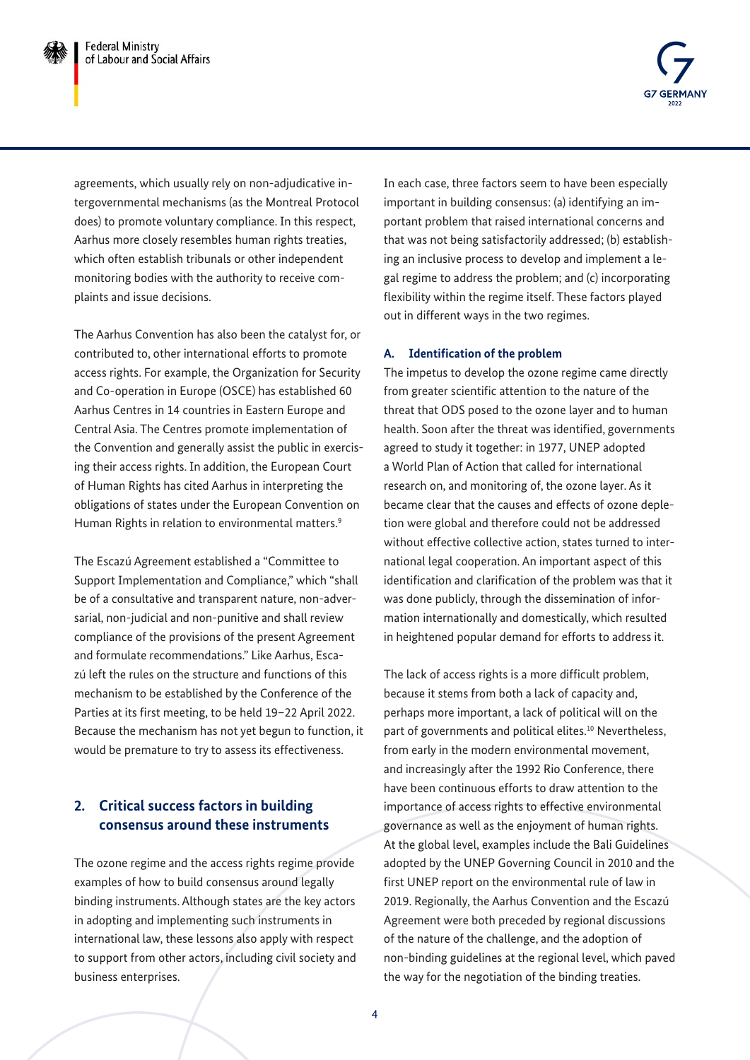agreements, which usually rely on non-adjudicative intergovernmental mechanisms (as the Montreal Protocol does) to promote voluntary compliance. In this respect, Aarhus more closely resembles human rights treaties, which often establish tribunals or other independent monitoring bodies with the authority to receive complaints and issue decisions.

The Aarhus Convention has also been the catalyst for, or contributed to, other international efforts to promote access rights. For example, the Organization for Security and Co-operation in Europe (OSCE) has established 60 Aarhus Centres in 14 countries in Eastern Europe and Central Asia. The Centres promote implementation of the Convention and generally assist the public in exercising their access rights. In addition, the European Court of Human Rights has cited Aarhus in interpreting the obligations of states under the European Convention on Human Rights in relation to environmental matters.[9]

The Escazú Agreement established a "Committee to Support Implementation and Compliance," which "shall be of a consultative and transparent nature, non-adversarial, non-judicial and non-punitive and shall review compliance of the provisions of the present Agreement and formulate recommendations." Like Aarhus, Escazú left the rules on the structure and functions of this mechanism to be established by the Conference of the Parties at its first meeting, to be held 19–22 April 2022. Because the mechanism has not yet begun to function, it would be premature to try to assess its effectiveness.

## 2. Critical success factors in building consensus around these instruments

The ozone regime and the access rights regime provide examples of how to build consensus around legally binding instruments. Although states are the key actors in adopting and implementing such instruments in international law, these lessons also apply with respect to support from other actors, including civil society and business enterprises.

In each case, three factors seem to have been especially important in building consensus: (a) identifying an important problem that raised international concerns and that was not being satisfactorily addressed; (b) establishing an inclusive process to develop and implement a legal regime to address the problem; and (c) incorporating flexibility within the regime itself. These factors played out in different ways in the two regimes.

### A. Identification of the problem

The impetus to develop the ozone regime came directly from greater scientific attention to the nature of the threat that ODS posed to the ozone layer and to human health. Soon after the threat was identified, governments agreed to study it together: in 1977, UNEP adopted a World Plan of Action that called for international research on, and monitoring of, the ozone layer. As it became clear that the causes and effects of ozone depletion were global and therefore could not be addressed without effective collective action, states turned to international legal cooperation. An important aspect of this identification and clarification of the problem was that it was done publicly, through the dissemination of information internationally and domestically, which resulted in heightened popular demand for efforts to address it.

The lack of access rights is a more difficult problem, because it stems from both a lack of capacity and, perhaps more important, a lack of political will on the part of governments and political elites.[10] Nevertheless, from early in the modern environmental movement, and increasingly after the 1992 Rio Conference, there have been continuous efforts to draw attention to the importance of access rights to effective environmental governance as well as the enjoyment of human rights. At the global level, examples include the Bali Guidelines adopted by the UNEP Governing Council in 2010 and the first UNEP report on the environmental rule of law in 2019. Regionally, the Aarhus Convention and the Escazú Agreement were both preceded by regional discussions of the nature of the challenge, and the adoption of non-binding guidelines at the regional level, which paved the way for the negotiation of the binding treaties.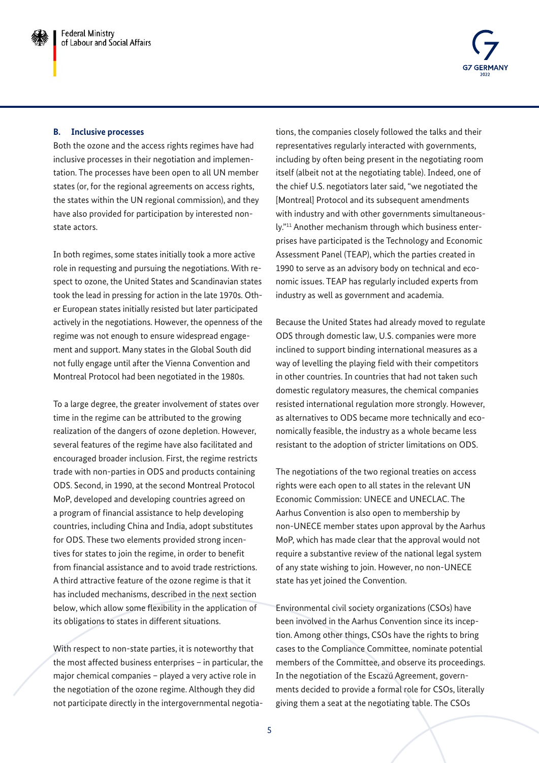### B. Inclusive processes

Both the ozone and the access rights regimes have had inclusive processes in their negotiation and implementation. The processes have been open to all UN member states (or, for the regional agreements on access rights, the states within the UN regional commission), and they have also provided for participation by interested non-state actors.

In both regimes, some states initially took a more active role in requesting and pursuing the negotiations. With respect to ozone, the United States and Scandinavian states took the lead in pressing for action in the late 1970s. Other European states initially resisted but later participated actively in the negotiations. However, the openness of the regime was not enough to ensure widespread engagement and support. Many states in the Global South did not fully engage until after the Vienna Convention and Montreal Protocol had been negotiated in the 1980s.

To a large degree, the greater involvement of states over time in the regime can be attributed to the growing realization of the dangers of ozone depletion. However, several features of the regime have also facilitated and encouraged broader inclusion. First, the regime restricts trade with non-parties in ODS and products containing ODS. Second, in 1990, at the second Montreal Protocol MoP, developed and developing countries agreed on a program of financial assistance to help developing countries, including China and India, adopt substitutes for ODS. These two elements provided strong incentives for states to join the regime, in order to benefit from financial assistance and to avoid trade restrictions. A third attractive feature of the ozone regime is that it has included mechanisms, described in the next section below, which allow some flexibility in the application of its obligations to states in different situations.

With respect to non-state parties, it is noteworthy that the most affected business enterprises – in particular, the major chemical companies – played a very active role in the negotiation of the ozone regime. Although they did not participate directly in the intergovernmental negotiations, the companies closely followed the talks and their representatives regularly interacted with governments, including by often being present in the negotiating room itself (albeit not at the negotiating table). Indeed, one of the chief U.S. negotiators later said, "we negotiated the [Montreal] Protocol and its subsequent amendments with industry and with other governments simultaneously."[11] Another mechanism through which business enterprises have participated is the Technology and Economic Assessment Panel (TEAP), which the parties created in 1990 to serve as an advisory body on technical and economic issues. TEAP has regularly included experts from industry as well as government and academia.

Because the United States had already moved to regulate ODS through domestic law, U.S. companies were more inclined to support binding international measures as a way of levelling the playing field with their competitors in other countries. In countries that had not taken such domestic regulatory measures, the chemical companies resisted international regulation more strongly. However, as alternatives to ODS became more technically and economically feasible, the industry as a whole became less resistant to the adoption of stricter limitations on ODS.

The negotiations of the two regional treaties on access rights were each open to all states in the relevant UN Economic Commission: UNECE and UNECLAC. The Aarhus Convention is also open to membership by non-UNECE member states upon approval by the Aarhus MoP, which has made clear that the approval would not require a substantive review of the national legal system of any state wishing to join. However, no non-UNECE state has yet joined the Convention.

Environmental civil society organizations (CSOs) have been involved in the Aarhus Convention since its inception. Among other things, CSOs have the rights to bring cases to the Compliance Committee, nominate potential members of the Committee, and observe its proceedings. In the negotiation of the Escazú Agreement, governments decided to provide a formal role for CSOs, literally giving them a seat at the negotiating table. The CSOs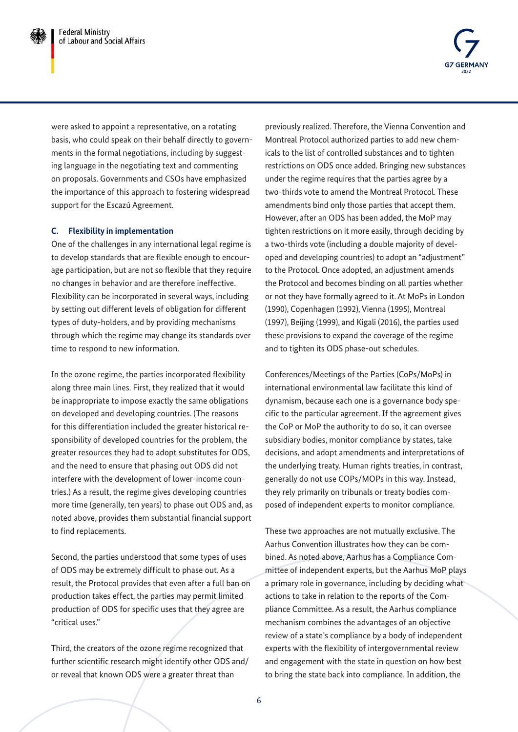were asked to appoint a representative, on a rotating basis, who could speak on their behalf directly to governments in the formal negotiations, including by suggesting language in the negotiating text and commenting on proposals. Governments and CSOs have emphasized the importance of this approach to fostering widespread support for the Escazú Agreement.

### C. Flexibility in implementation

One of the challenges in any international legal regime is to develop standards that are flexible enough to encourage participation, but are not so flexible that they require no changes in behavior and are therefore ineffective. Flexibility can be incorporated in several ways, including by setting out different levels of obligation for different types of duty-holders, and by providing mechanisms through which the regime may change its standards over time to respond to new information.

In the ozone regime, the parties incorporated flexibility along three main lines. First, they realized that it would be inappropriate to impose exactly the same obligations on developed and developing countries. (The reasons for this differentiation included the greater historical responsibility of developed countries for the problem, the greater resources they had to adopt substitutes for ODS, and the need to ensure that phasing out ODS did not interfere with the development of lower-income countries.) As a result, the regime gives developing countries more time (generally, ten years) to phase out ODS and, as noted above, provides them substantial financial support to find replacements.

Second, the parties understood that some types of uses of ODS may be extremely difficult to phase out. As a result, the Protocol provides that even after a full ban on production takes effect, the parties may permit limited production of ODS for specific uses that they agree are "critical uses."

Third, the creators of the ozone regime recognized that further scientific research might identify other ODS and/or reveal that known ODS were a greater threat than previously realized. Therefore, the Vienna Convention and Montreal Protocol authorized parties to add new chemicals to the list of controlled substances and to tighten restrictions on ODS once added. Bringing new substances under the regime requires that the parties agree by a two-thirds vote to amend the Montreal Protocol. These amendments bind only those parties that accept them. However, after an ODS has been added, the MoP may tighten restrictions on it more easily, through deciding by a two-thirds vote (including a double majority of developed and developing countries) to adopt an "adjustment" to the Protocol. Once adopted, an adjustment amends the Protocol and becomes binding on all parties whether or not they have formally agreed to it. At MoPs in London (1990), Copenhagen (1992), Vienna (1995), Montreal (1997), Beijing (1999), and Kigali (2016), the parties used these provisions to expand the coverage of the regime and to tighten its ODS phase-out schedules.

Conferences/Meetings of the Parties (CoPs/MoPs) in international environmental law facilitate this kind of dynamism, because each one is a governance body specific to the particular agreement. If the agreement gives the CoP or MoP the authority to do so, it can oversee subsidiary bodies, monitor compliance by states, take decisions, and adopt amendments and interpretations of the underlying treaty. Human rights treaties, in contrast, generally do not use COPs/MOPs in this way. Instead, they rely primarily on tribunals or treaty bodies composed of independent experts to monitor compliance.

These two approaches are not mutually exclusive. The Aarhus Convention illustrates how they can be combined. As noted above, Aarhus has a Compliance Committee of independent experts, but the Aarhus MoP plays a primary role in governance, including by deciding what actions to take in relation to the reports of the Compliance Committee. As a result, the Aarhus compliance mechanism combines the advantages of an objective review of a state's compliance by a body of independent experts with the flexibility of intergovernmental review and engagement with the state in question on how best to bring the state back into compliance. In addition, the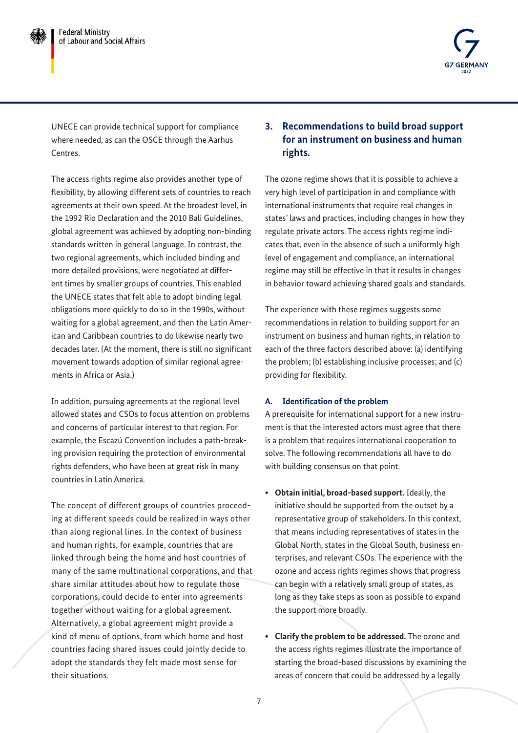UNECE can provide technical support for compliance where needed, as can the OSCE through the Aarhus Centres.

The access rights regime also provides another type of flexibility, by allowing different sets of countries to reach agreements at their own speed. At the broadest level, in the 1992 Rio Declaration and the 2010 Bali Guidelines, global agreement was achieved by adopting non-binding standards written in general language. In contrast, the two regional agreements, which included binding and more detailed provisions, were negotiated at different times by smaller groups of countries. This enabled the UNECE states that felt able to adopt binding legal obligations more quickly to do so in the 1990s, without waiting for a global agreement, and then the Latin American and Caribbean countries to do likewise nearly two decades later. (At the moment, there is still no significant movement towards adoption of similar regional agreements in Africa or Asia.)

In addition, pursuing agreements at the regional level allowed states and CSOs to focus attention on problems and concerns of particular interest to that region. For example, the Escazú Convention includes a path-breaking provision requiring the protection of environmental rights defenders, who have been at great risk in many countries in Latin America.

The concept of different groups of countries proceeding at different speeds could be realized in ways other than along regional lines. In the context of business and human rights, for example, countries that are linked through being the home and host countries of many of the same multinational corporations, and that share similar attitudes about how to regulate those corporations, could decide to enter into agreements together without waiting for a global agreement. Alternatively, a global agreement might provide a kind of menu of options, from which home and host countries facing shared issues could jointly decide to adopt the standards they felt made most sense for their situations.

## 3. Recommendations to build broad support for an instrument on business and human rights.

The ozone regime shows that it is possible to achieve a very high level of participation in and compliance with international instruments that require real changes in states' laws and practices, including changes in how they regulate private actors. The access rights regime indicates that, even in the absence of such a uniformly high level of engagement and compliance, an international regime may still be effective in that it results in changes in behavior toward achieving shared goals and standards.

The experience with these regimes suggests some recommendations in relation to building support for an instrument on business and human rights, in relation to each of the three factors described above: (a) identifying the problem; (b) establishing inclusive processes; and (c) providing for flexibility.

### A. Identification of the problem

A prerequisite for international support for a new instrument is that the interested actors must agree that there is a problem that requires international cooperation to solve. The following recommendations all have to do with building consensus on that point.

- **Obtain initial, broad-based support.** Ideally, the initiative should be supported from the outset by a representative group of stakeholders. In this context, that means including representatives of states in the Global North, states in the Global South, business enterprises, and relevant CSOs. The experience with the ozone and access rights regimes shows that progress can begin with a relatively small group of states, as long as they take steps as soon as possible to expand the support more broadly.

- **Clarify the problem to be addressed.** The ozone and the access rights regimes illustrate the importance of starting the broad-based discussions by examining the areas of concern that could be addressed by a legally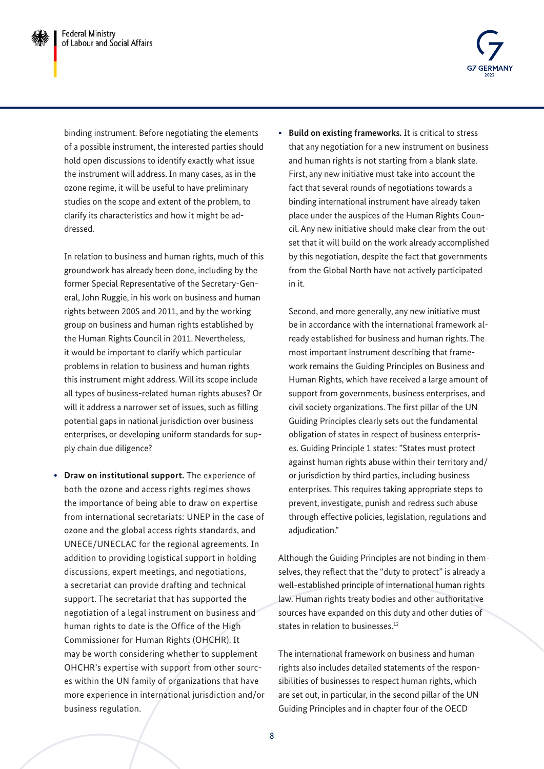binding instrument. Before negotiating the elements of a possible instrument, the interested parties should hold open discussions to identify exactly what issue the instrument will address. In many cases, as in the ozone regime, it will be useful to have preliminary studies on the scope and extent of the problem, to clarify its characteristics and how it might be addressed.

In relation to business and human rights, much of this groundwork has already been done, including by the former Special Representative of the Secretary-General, John Ruggie, in his work on business and human rights between 2005 and 2011, and by the working group on business and human rights established by the Human Rights Council in 2011. Nevertheless, it would be important to clarify which particular problems in relation to business and human rights this instrument might address. Will its scope include all types of business-related human rights abuses? Or will it address a narrower set of issues, such as filling potential gaps in national jurisdiction over business enterprises, or developing uniform standards for supply chain due diligence?

- **Draw on institutional support.** The experience of both the ozone and access rights regimes shows the importance of being able to draw on expertise from international secretariats: UNEP in the case of ozone and the global access rights standards, and UNECE/UNECLAC for the regional agreements. In addition to providing logistical support in holding discussions, expert meetings, and negotiations, a secretariat can provide drafting and technical support. The secretariat that has supported the negotiation of a legal instrument on business and human rights to date is the Office of the High Commissioner for Human Rights (OHCHR). It may be worth considering whether to supplement OHCHR's expertise with support from other sources within the UN family of organizations that have more experience in international jurisdiction and/or business regulation.

- **Build on existing frameworks.** It is critical to stress that any negotiation for a new instrument on business and human rights is not starting from a blank slate. First, any new initiative must take into account the fact that several rounds of negotiations towards a binding international instrument have already taken place under the auspices of the Human Rights Council. Any new initiative should make clear from the outset that it will build on the work already accomplished by this negotiation, despite the fact that governments from the Global North have not actively participated in it.

  Second, and more generally, any new initiative must be in accordance with the international framework already established for business and human rights. The most important instrument describing that framework remains the Guiding Principles on Business and Human Rights, which have received a large amount of support from governments, business enterprises, and civil society organizations. The first pillar of the UN Guiding Principles clearly sets out the fundamental obligation of states in respect of business enterprises. Guiding Principle 1 states: "States must protect against human rights abuse within their territory and/or jurisdiction by third parties, including business enterprises. This requires taking appropriate steps to prevent, investigate, punish and redress such abuse through effective policies, legislation, regulations and adjudication."

Although the Guiding Principles are not binding in themselves, they reflect that the "duty to protect" is already a well-established principle of international human rights law. Human rights treaty bodies and other authoritative sources have expanded on this duty and other duties of states in relation to businesses.[12]

The international framework on business and human rights also includes detailed statements of the responsibilities of businesses to respect human rights, which are set out, in particular, in the second pillar of the UN Guiding Principles and in chapter four of the OECD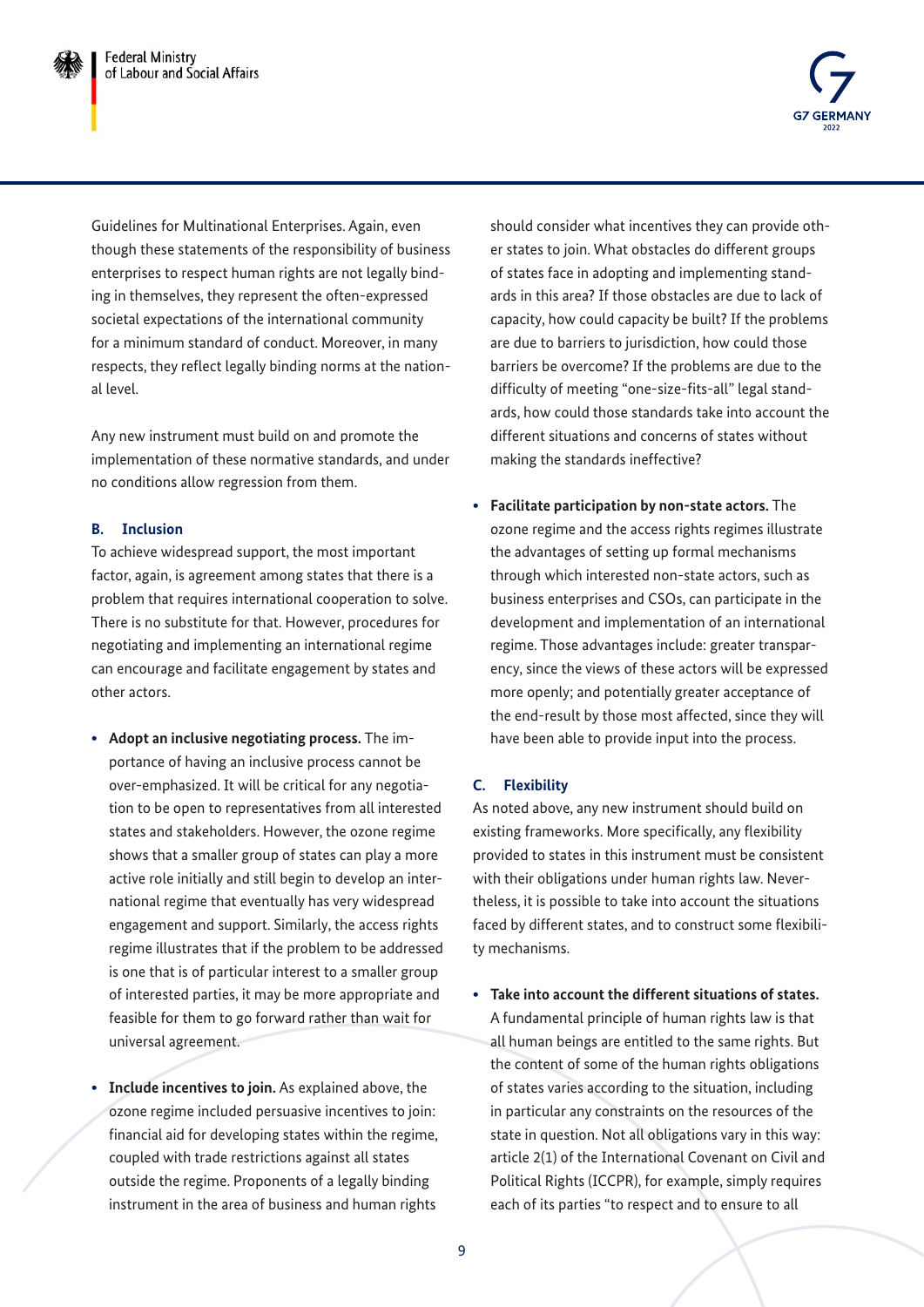Guidelines for Multinational Enterprises. Again, even though these statements of the responsibility of business enterprises to respect human rights are not legally binding in themselves, they represent the often-expressed societal expectations of the international community for a minimum standard of conduct. Moreover, in many respects, they reflect legally binding norms at the national level.

Any new instrument must build on and promote the implementation of these normative standards, and under no conditions allow regression from them.

### B. Inclusion

To achieve widespread support, the most important factor, again, is agreement among states that there is a problem that requires international cooperation to solve. There is no substitute for that. However, procedures for negotiating and implementing an international regime can encourage and facilitate engagement by states and other actors.

- **Adopt an inclusive negotiating process.** The importance of having an inclusive process cannot be over-emphasized. It will be critical for any negotiation to be open to representatives from all interested states and stakeholders. However, the ozone regime shows that a smaller group of states can play a more active role initially and still begin to develop an international regime that eventually has very widespread engagement and support. Similarly, the access rights regime illustrates that if the problem to be addressed is one that is of particular interest to a smaller group of interested parties, it may be more appropriate and feasible for them to go forward rather than wait for universal agreement.

- **Include incentives to join.** As explained above, the ozone regime included persuasive incentives to join: financial aid for developing states within the regime, coupled with trade restrictions against all states outside the regime. Proponents of a legally binding instrument in the area of business and human rights should consider what incentives they can provide other states to join. What obstacles do different groups of states face in adopting and implementing standards in this area? If those obstacles are due to lack of capacity, how could capacity be built? If the problems are due to barriers to jurisdiction, how could those barriers be overcome? If the problems are due to the difficulty of meeting "one-size-fits-all" legal standards, how could those standards take into account the different situations and concerns of states without making the standards ineffective?

- **Facilitate participation by non-state actors.** The ozone regime and the access rights regimes illustrate the advantages of setting up formal mechanisms through which interested non-state actors, such as business enterprises and CSOs, can participate in the development and implementation of an international regime. Those advantages include: greater transparency, since the views of these actors will be expressed more openly; and potentially greater acceptance of the end-result by those most affected, since they will have been able to provide input into the process.

### C. Flexibility

As noted above, any new instrument should build on existing frameworks. More specifically, any flexibility provided to states in this instrument must be consistent with their obligations under human rights law. Nevertheless, it is possible to take into account the situations faced by different states, and to construct some flexibility mechanisms.

- **Take into account the different situations of states.** A fundamental principle of human rights law is that all human beings are entitled to the same rights. But the content of some of the human rights obligations of states varies according to the situation, including in particular any constraints on the resources of the state in question. Not all obligations vary in this way: article 2(1) of the International Covenant on Civil and Political Rights (ICCPR), for example, simply requires each of its parties "to respect and to ensure to all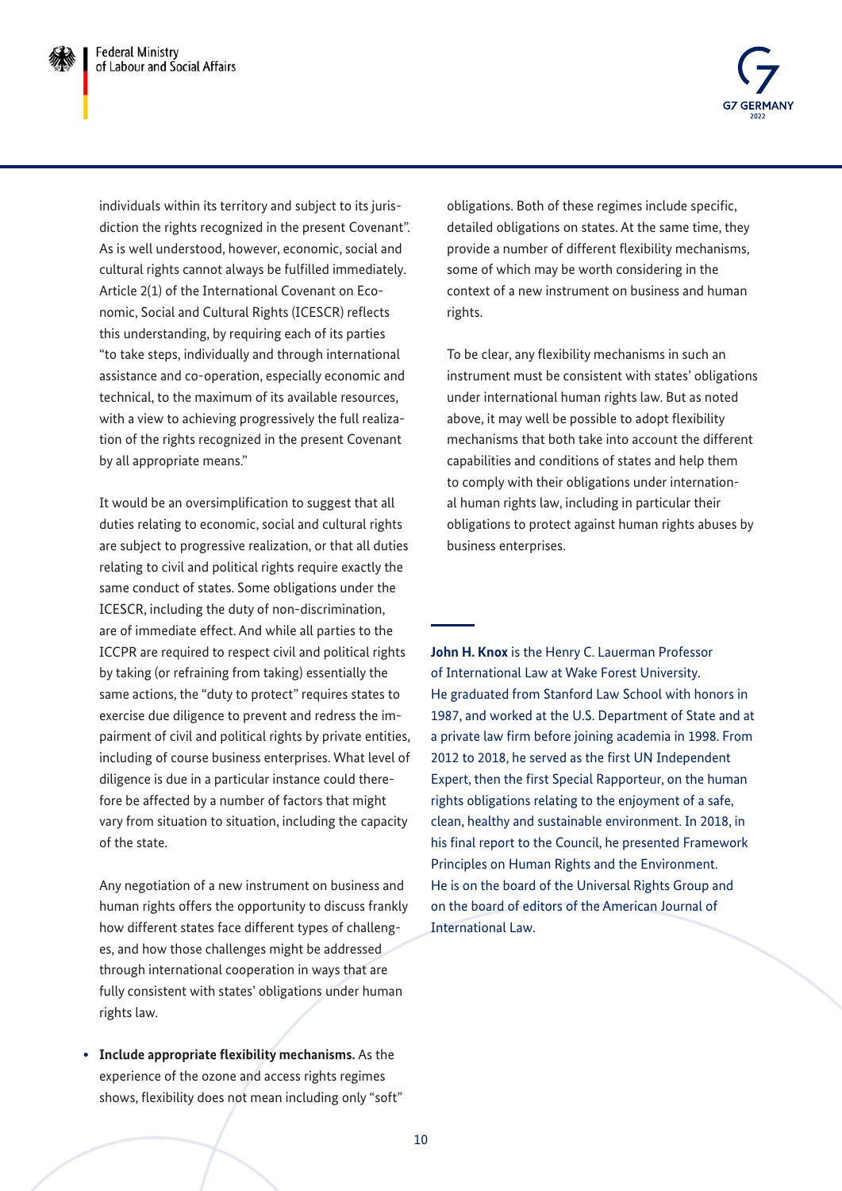individuals within its territory and subject to its jurisdiction the rights recognized in the present Covenant". As is well understood, however, economic, social and cultural rights cannot always be fulfilled immediately. Article 2(1) of the International Covenant on Economic, Social and Cultural Rights (ICESCR) reflects this understanding, by requiring each of its parties "to take steps, individually and through international assistance and co-operation, especially economic and technical, to the maximum of its available resources, with a view to achieving progressively the full realization of the rights recognized in the present Covenant by all appropriate means."

It would be an oversimplification to suggest that all duties relating to economic, social and cultural rights are subject to progressive realization, or that all duties relating to civil and political rights require exactly the same conduct of states. Some obligations under the ICESCR, including the duty of non-discrimination, are of immediate effect. And while all parties to the ICCPR are required to respect civil and political rights by taking (or refraining from taking) essentially the same actions, the "duty to protect" requires states to exercise due diligence to prevent and redress the impairment of civil and political rights by private entities, including of course business enterprises. What level of diligence is due in a particular instance could therefore be affected by a number of factors that might vary from situation to situation, including the capacity of the state.

Any negotiation of a new instrument on business and human rights offers the opportunity to discuss frankly how different states face different types of challenges, and how those challenges might be addressed through international cooperation in ways that are fully consistent with states' obligations under human rights law.

- **Include appropriate flexibility mechanisms.** As the experience of the ozone and access rights regimes shows, flexibility does not mean including only "soft" obligations. Both of these regimes include specific, detailed obligations on states. At the same time, they provide a number of different flexibility mechanisms, some of which may be worth considering in the context of a new instrument on business and human rights.

To be clear, any flexibility mechanisms in such an instrument must be consistent with states' obligations under international human rights law. But as noted above, it may well be possible to adopt flexibility mechanisms that both take into account the different capabilities and conditions of states and help them to comply with their obligations under international human rights law, including in particular their obligations to protect against human rights abuses by business enterprises.

---

**John H. Knox** is the Henry C. Lauerman Professor of International Law at Wake Forest University. He graduated from Stanford Law School with honors in 1987, and worked at the U.S. Department of State and at a private law firm before joining academia in 1998. From 2012 to 2018, he served as the first UN Independent Expert, then the first Special Rapporteur, on the human rights obligations relating to the enjoyment of a safe, clean, healthy and sustainable environment. In 2018, in his final report to the Council, he presented Framework Principles on Human Rights and the Environment. He is on the board of the Universal Rights Group and on the board of editors of the American Journal of International Law.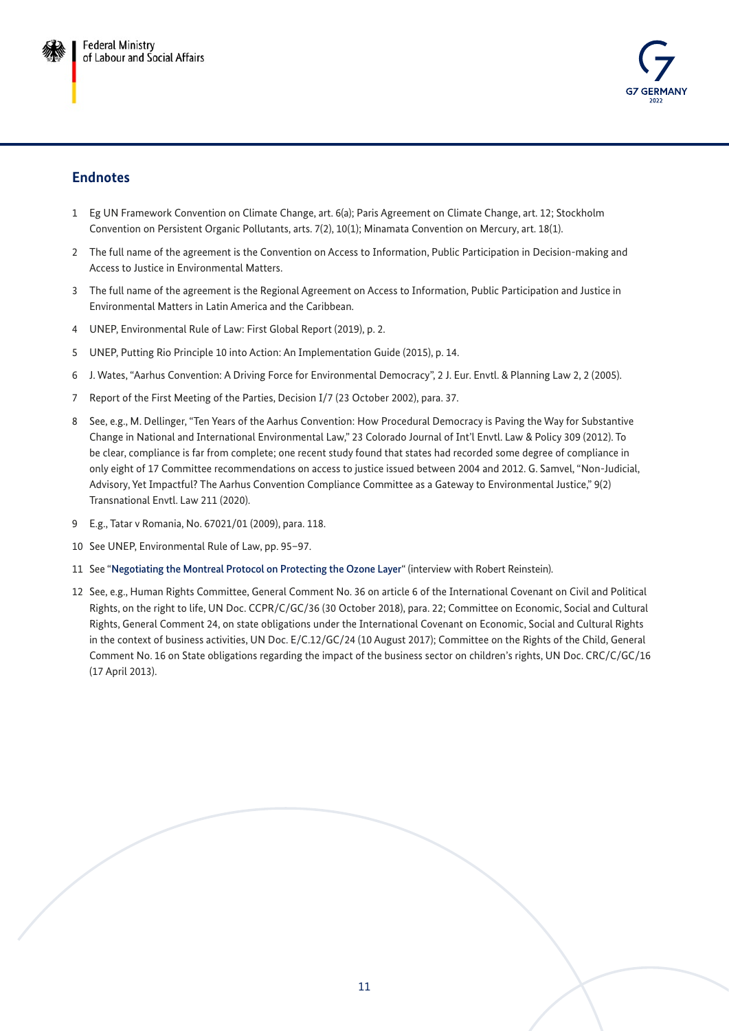## Endnotes

1. Eg UN Framework Convention on Climate Change, art. 6(a); Paris Agreement on Climate Change, art. 12; Stockholm Convention on Persistent Organic Pollutants, arts. 7(2), 10(1); Minamata Convention on Mercury, art. 18(1).
2. The full name of the agreement is the Convention on Access to Information, Public Participation in Decision-making and Access to Justice in Environmental Matters.
3. The full name of the agreement is the Regional Agreement on Access to Information, Public Participation and Justice in Environmental Matters in Latin America and the Caribbean.
4. UNEP, Environmental Rule of Law: First Global Report (2019), p. 2.
5. UNEP, Putting Rio Principle 10 into Action: An Implementation Guide (2015), p. 14.
6. J. Wates, "Aarhus Convention: A Driving Force for Environmental Democracy", 2 J. Eur. Envtl. & Planning Law 2, 2 (2005).
7. Report of the First Meeting of the Parties, Decision I/7 (23 October 2002), para. 37.
8. See, e.g., M. Dellinger, "Ten Years of the Aarhus Convention: How Procedural Democracy is Paving the Way for Substantive Change in National and International Environmental Law," 23 Colorado Journal of Int'l Envtl. Law & Policy 309 (2012). To be clear, compliance is far from complete; one recent study found that states had recorded some degree of compliance in only eight of 17 Committee recommendations on access to justice issued between 2004 and 2012. G. Samvel, "Non-Judicial, Advisory, Yet Impactful? The Aarhus Convention Compliance Committee as a Gateway to Environmental Justice," 9(2) Transnational Envtl. Law 211 (2020).
9. E.g., Tatar v Romania, No. 67021/01 (2009), para. 118.
10. See UNEP, Environmental Rule of Law, pp. 95–97.
11. See "Negotiating the Montreal Protocol on Protecting the Ozone Layer" (interview with Robert Reinstein).
12. See, e.g., Human Rights Committee, General Comment No. 36 on article 6 of the International Covenant on Civil and Political Rights, on the right to life, UN Doc. CCPR/C/GC/36 (30 October 2018), para. 22; Committee on Economic, Social and Cultural Rights, General Comment 24, on state obligations under the International Covenant on Economic, Social and Cultural Rights in the context of business activities, UN Doc. E/C.12/GC/24 (10 August 2017); Committee on the Rights of the Child, General Comment No. 16 on State obligations regarding the impact of the business sector on children's rights, UN Doc. CRC/C/GC/16 (17 April 2013).